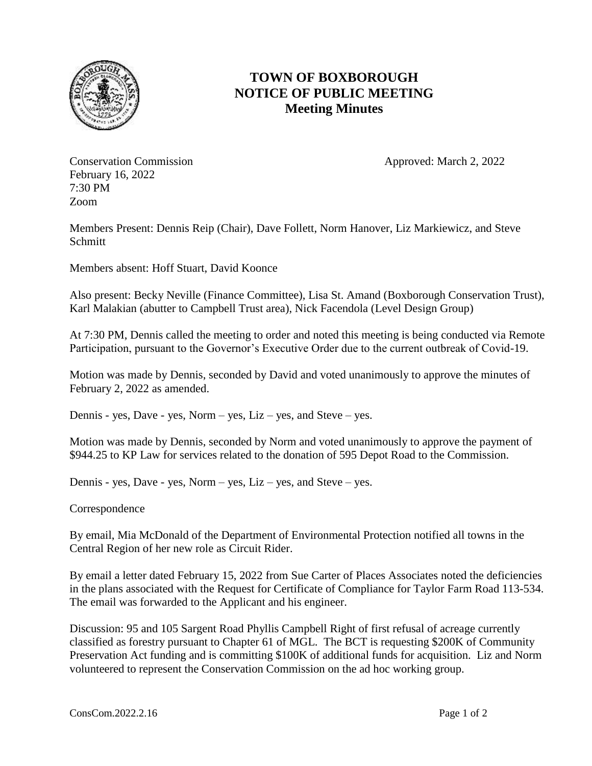# TOWN OF BOXBOROUGH
# NOTICE OF PUBLIC MEETING
# Meeting Minutes

Conservation Commission  
February 16, 2022  
7:30 PM  
Zoom

Approved: March 2, 2022

Members Present: Dennis Reip (Chair), Dave Follett, Norm Hanover, Liz Markiewicz, and Steve Schmitt

Members absent: Hoff Stuart, David Koonce

Also present: Becky Neville (Finance Committee), Lisa St. Amand (Boxborough Conservation Trust), Karl Malakian (abutter to Campbell Trust area), Nick Facendola (Level Design Group)

At 7:30 PM, Dennis called the meeting to order and noted this meeting is being conducted via Remote Participation, pursuant to the Governor's Executive Order due to the current outbreak of Covid-19.

Motion was made by Dennis, seconded by David and voted unanimously to approve the minutes of February 2, 2022 as amended.

Dennis - yes, Dave - yes, Norm – yes, Liz – yes, and Steve – yes.

Motion was made by Dennis, seconded by Norm and voted unanimously to approve the payment of $944.25 to KP Law for services related to the donation of 595 Depot Road to the Commission.

Dennis - yes, Dave - yes, Norm – yes, Liz – yes, and Steve – yes.

Correspondence

By email, Mia McDonald of the Department of Environmental Protection notified all towns in the Central Region of her new role as Circuit Rider.

By email a letter dated February 15, 2022 from Sue Carter of Places Associates noted the deficiencies in the plans associated with the Request for Certificate of Compliance for Taylor Farm Road 113-534. The email was forwarded to the Applicant and his engineer.

Discussion: 95 and 105 Sargent Road Phyllis Campbell Right of first refusal of acreage currently classified as forestry pursuant to Chapter 61 of MGL. The BCT is requesting $200K of Community Preservation Act funding and is committing $100K of additional funds for acquisition. Liz and Norm volunteered to represent the Conservation Commission on the ad hoc working group.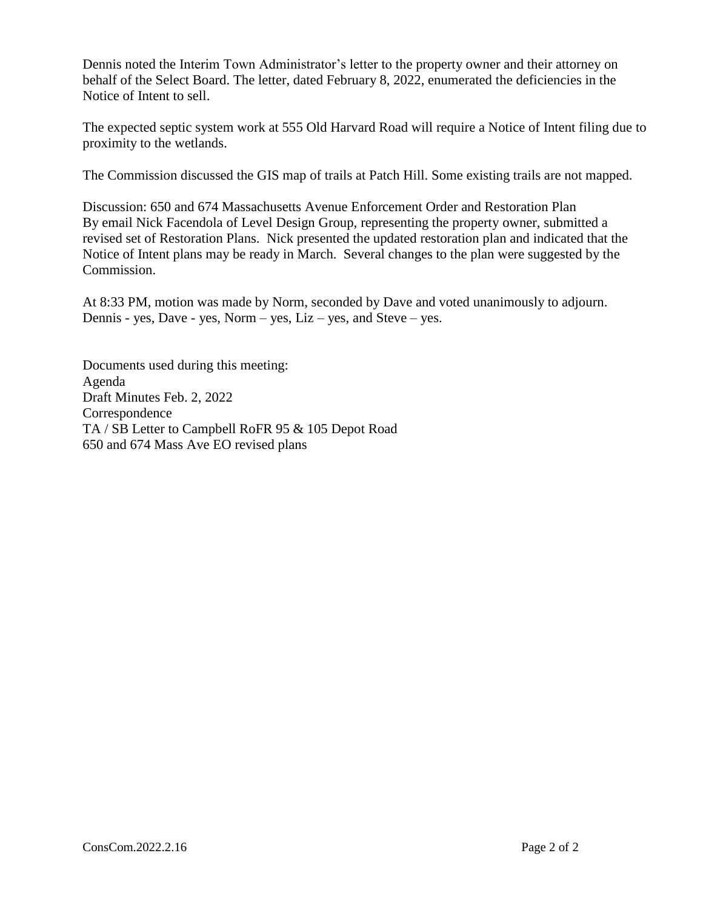Dennis noted the Interim Town Administrator’s letter to the property owner and their attorney on behalf of the Select Board. The letter, dated February 8, 2022, enumerated the deficiencies in the Notice of Intent to sell.

The expected septic system work at 555 Old Harvard Road will require a Notice of Intent filing due to proximity to the wetlands.

The Commission discussed the GIS map of trails at Patch Hill. Some existing trails are not mapped.

Discussion: 650 and 674 Massachusetts Avenue Enforcement Order and Restoration Plan
By email Nick Facendola of Level Design Group, representing the property owner, submitted a revised set of Restoration Plans. Nick presented the updated restoration plan and indicated that the Notice of Intent plans may be ready in March. Several changes to the plan were suggested by the Commission.

At 8:33 PM, motion was made by Norm, seconded by Dave and voted unanimously to adjourn.
Dennis - yes, Dave - yes, Norm – yes, Liz – yes, and Steve – yes.

Documents used during this meeting:
Agenda
Draft Minutes Feb. 2, 2022
Correspondence
TA / SB Letter to Campbell RoFR 95 & 105 Depot Road
650 and 674 Mass Ave EO revised plans